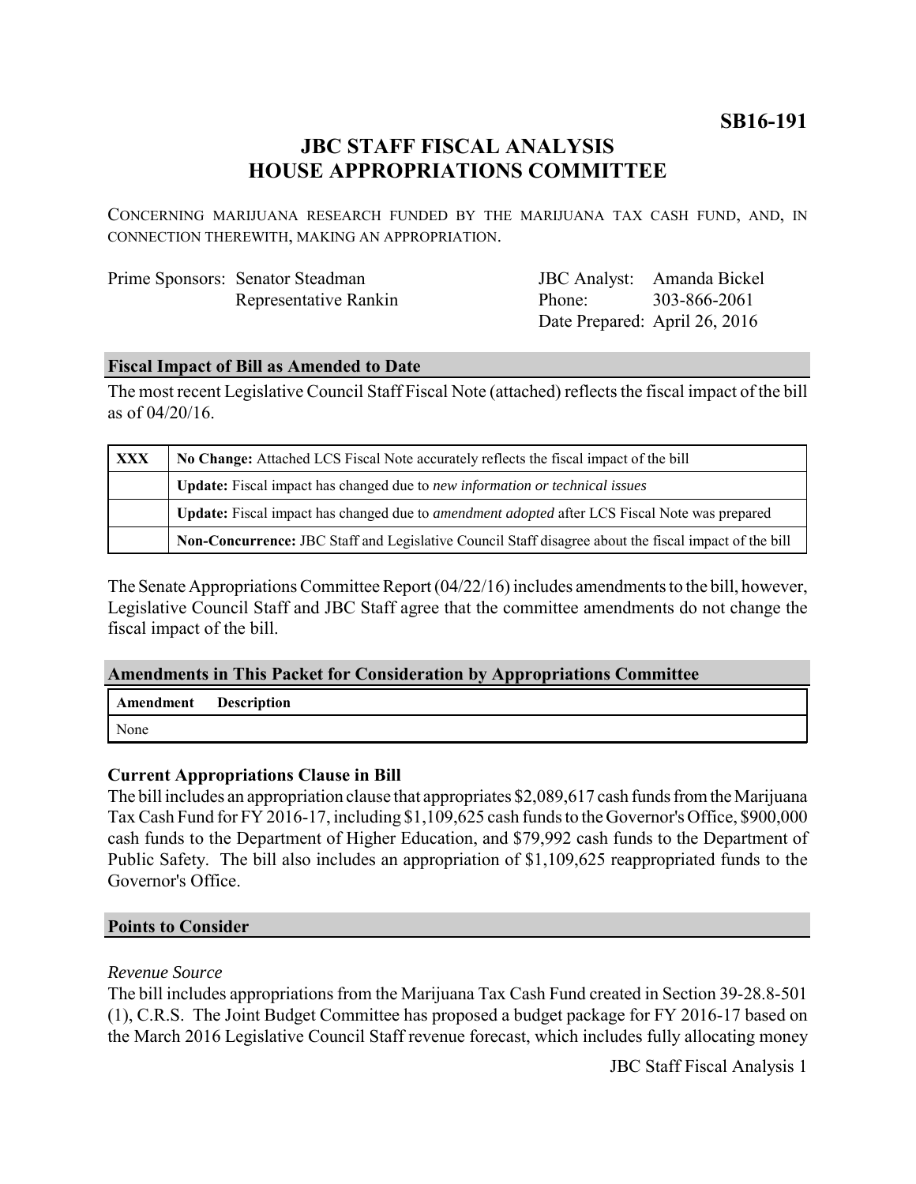**SB16-191**

# JBC STAFF FISCAL ANALYSIS
# HOUSE APPROPRIATIONS COMMITTEE

CONCERNING MARIJUANA RESEARCH FUNDED BY THE MARIJUANA TAX CASH FUND, AND, IN CONNECTION THEREWITH, MAKING AN APPROPRIATION.

| Prime Sponsors: | Senator Steadman | JBC Analyst: | Amanda Bickel |
|---|---|---|---|
| | Representative Rankin | Phone: | 303-866-2061 |
| | | Date Prepared: | April 26, 2016 |

## Fiscal Impact of Bill as Amended to Date

The most recent Legislative Council Staff Fiscal Note (attached) reflects the fiscal impact of the bill as of 04/20/16.

| | |
|---|---|
| **XXX** | **No Change:** Attached LCS Fiscal Note accurately reflects the fiscal impact of the bill |
| | **Update:** Fiscal impact has changed due to *new information or technical issues* |
| | **Update:** Fiscal impact has changed due to *amendment adopted* after LCS Fiscal Note was prepared |
| | **Non-Concurrence:** JBC Staff and Legislative Council Staff disagree about the fiscal impact of the bill |

The Senate Appropriations Committee Report (04/22/16) includes amendments to the bill, however, Legislative Council Staff and JBC Staff agree that the committee amendments do not change the fiscal impact of the bill.

## Amendments in This Packet for Consideration by Appropriations Committee

| Amendment | Description |
|---|---|
| None | |

### Current Appropriations Clause in Bill

The bill includes an appropriation clause that appropriates $2,089,617 cash funds from the Marijuana Tax Cash Fund for FY 2016-17, including $1,109,625 cash funds to the Governor's Office, $900,000 cash funds to the Department of Higher Education, and $79,992 cash funds to the Department of Public Safety. The bill also includes an appropriation of $1,109,625 reappropriated funds to the Governor's Office.

## Points to Consider

*Revenue Source*

The bill includes appropriations from the Marijuana Tax Cash Fund created in Section 39-28.8-501 (1), C.R.S. The Joint Budget Committee has proposed a budget package for FY 2016-17 based on the March 2016 Legislative Council Staff revenue forecast, which includes fully allocating money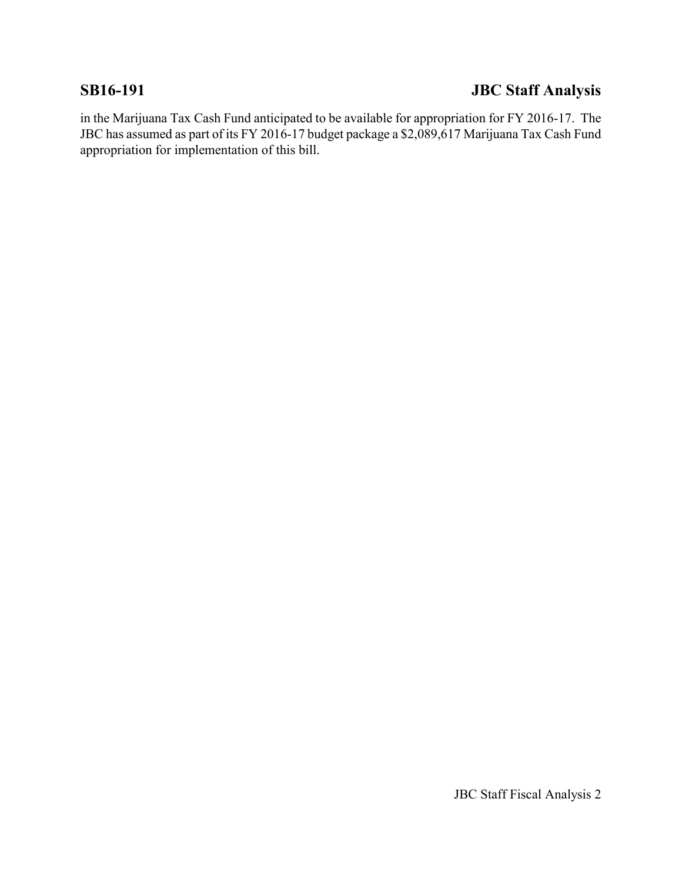in the Marijuana Tax Cash Fund anticipated to be available for appropriation for FY 2016-17. The JBC has assumed as part of its FY 2016-17 budget package a $2,089,617 Marijuana Tax Cash Fund appropriation for implementation of this bill.